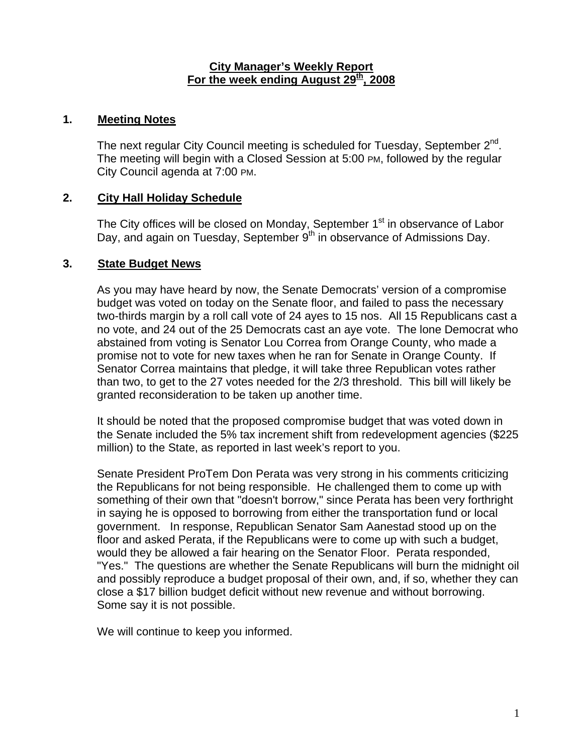# City Manager's Weekly Report
## For the week ending August 29th, 2008

### 1. Meeting Notes

The next regular City Council meeting is scheduled for Tuesday, September 2nd. The meeting will begin with a Closed Session at 5:00 PM, followed by the regular City Council agenda at 7:00 PM.

### 2. City Hall Holiday Schedule

The City offices will be closed on Monday, September 1st in observance of Labor Day, and again on Tuesday, September 9th in observance of Admissions Day.

### 3. State Budget News

As you may have heard by now, the Senate Democrats' version of a compromise budget was voted on today on the Senate floor, and failed to pass the necessary two-thirds margin by a roll call vote of 24 ayes to 15 nos. All 15 Republicans cast a no vote, and 24 out of the 25 Democrats cast an aye vote. The lone Democrat who abstained from voting is Senator Lou Correa from Orange County, who made a promise not to vote for new taxes when he ran for Senate in Orange County. If Senator Correa maintains that pledge, it will take three Republican votes rather than two, to get to the 27 votes needed for the 2/3 threshold. This bill will likely be granted reconsideration to be taken up another time.

It should be noted that the proposed compromise budget that was voted down in the Senate included the 5% tax increment shift from redevelopment agencies ($225 million) to the State, as reported in last week's report to you.

Senate President ProTem Don Perata was very strong in his comments criticizing the Republicans for not being responsible. He challenged them to come up with something of their own that "doesn't borrow," since Perata has been very forthright in saying he is opposed to borrowing from either the transportation fund or local government. In response, Republican Senator Sam Aanestad stood up on the floor and asked Perata, if the Republicans were to come up with such a budget, would they be allowed a fair hearing on the Senator Floor. Perata responded, "Yes." The questions are whether the Senate Republicans will burn the midnight oil and possibly reproduce a budget proposal of their own, and, if so, whether they can close a $17 billion budget deficit without new revenue and without borrowing. Some say it is not possible.

We will continue to keep you informed.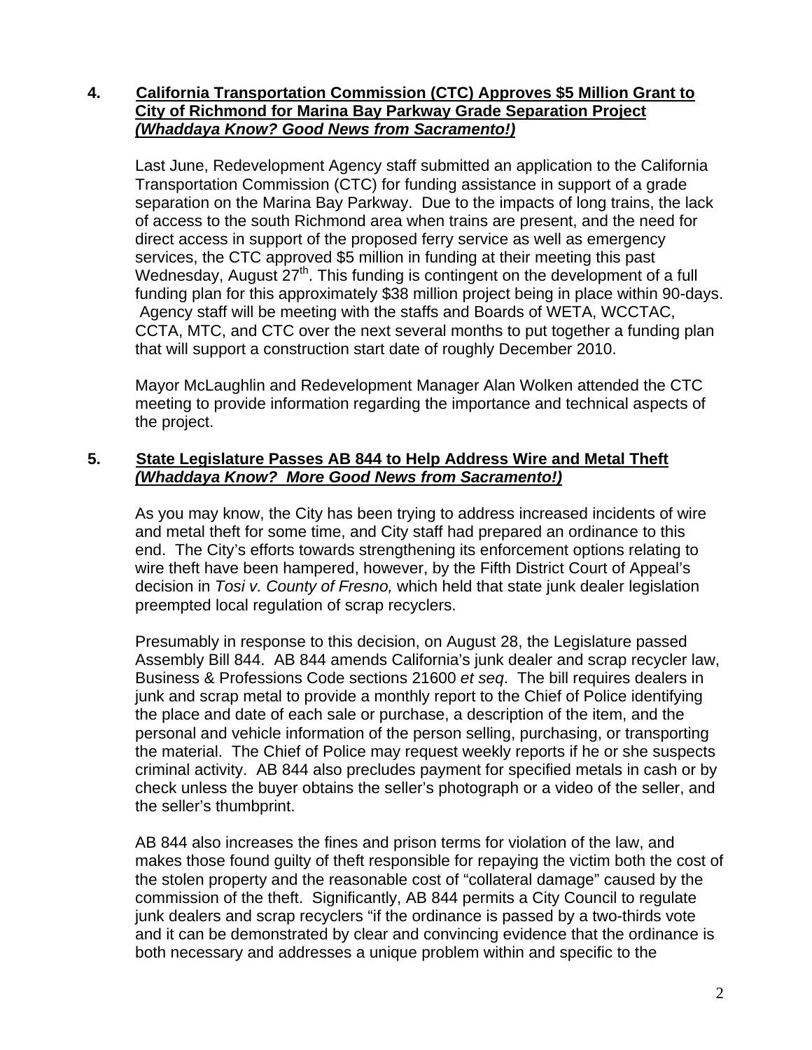**4. <u>California Transportation Commission (CTC) Approves $5 Million Grant to City of Richmond for Marina Bay Parkway Grade Separation Project</u>**
***<u>(Whaddaya Know? Good News from Sacramento!)</u>***

Last June, Redevelopment Agency staff submitted an application to the California Transportation Commission (CTC) for funding assistance in support of a grade separation on the Marina Bay Parkway. Due to the impacts of long trains, the lack of access to the south Richmond area when trains are present, and the need for direct access in support of the proposed ferry service as well as emergency services, the CTC approved $5 million in funding at their meeting this past Wednesday, August 27th. This funding is contingent on the development of a full funding plan for this approximately $38 million project being in place within 90-days. Agency staff will be meeting with the staffs and Boards of WETA, WCCTAC, CCTA, MTC, and CTC over the next several months to put together a funding plan that will support a construction start date of roughly December 2010.

Mayor McLaughlin and Redevelopment Manager Alan Wolken attended the CTC meeting to provide information regarding the importance and technical aspects of the project.

**5. <u>State Legislature Passes AB 844 to Help Address Wire and Metal Theft</u>**
***<u>(Whaddaya Know? More Good News from Sacramento!)</u>***

As you may know, the City has been trying to address increased incidents of wire and metal theft for some time, and City staff had prepared an ordinance to this end. The City's efforts towards strengthening its enforcement options relating to wire theft have been hampered, however, by the Fifth District Court of Appeal's decision in *Tosi v. County of Fresno,* which held that state junk dealer legislation preempted local regulation of scrap recyclers.

Presumably in response to this decision, on August 28, the Legislature passed Assembly Bill 844. AB 844 amends California's junk dealer and scrap recycler law, Business & Professions Code sections 21600 *et seq*. The bill requires dealers in junk and scrap metal to provide a monthly report to the Chief of Police identifying the place and date of each sale or purchase, a description of the item, and the personal and vehicle information of the person selling, purchasing, or transporting the material. The Chief of Police may request weekly reports if he or she suspects criminal activity. AB 844 also precludes payment for specified metals in cash or by check unless the buyer obtains the seller's photograph or a video of the seller, and the seller's thumbprint.

AB 844 also increases the fines and prison terms for violation of the law, and makes those found guilty of theft responsible for repaying the victim both the cost of the stolen property and the reasonable cost of "collateral damage" caused by the commission of the theft. Significantly, AB 844 permits a City Council to regulate junk dealers and scrap recyclers "if the ordinance is passed by a two-thirds vote and it can be demonstrated by clear and convincing evidence that the ordinance is both necessary and addresses a unique problem within and specific to the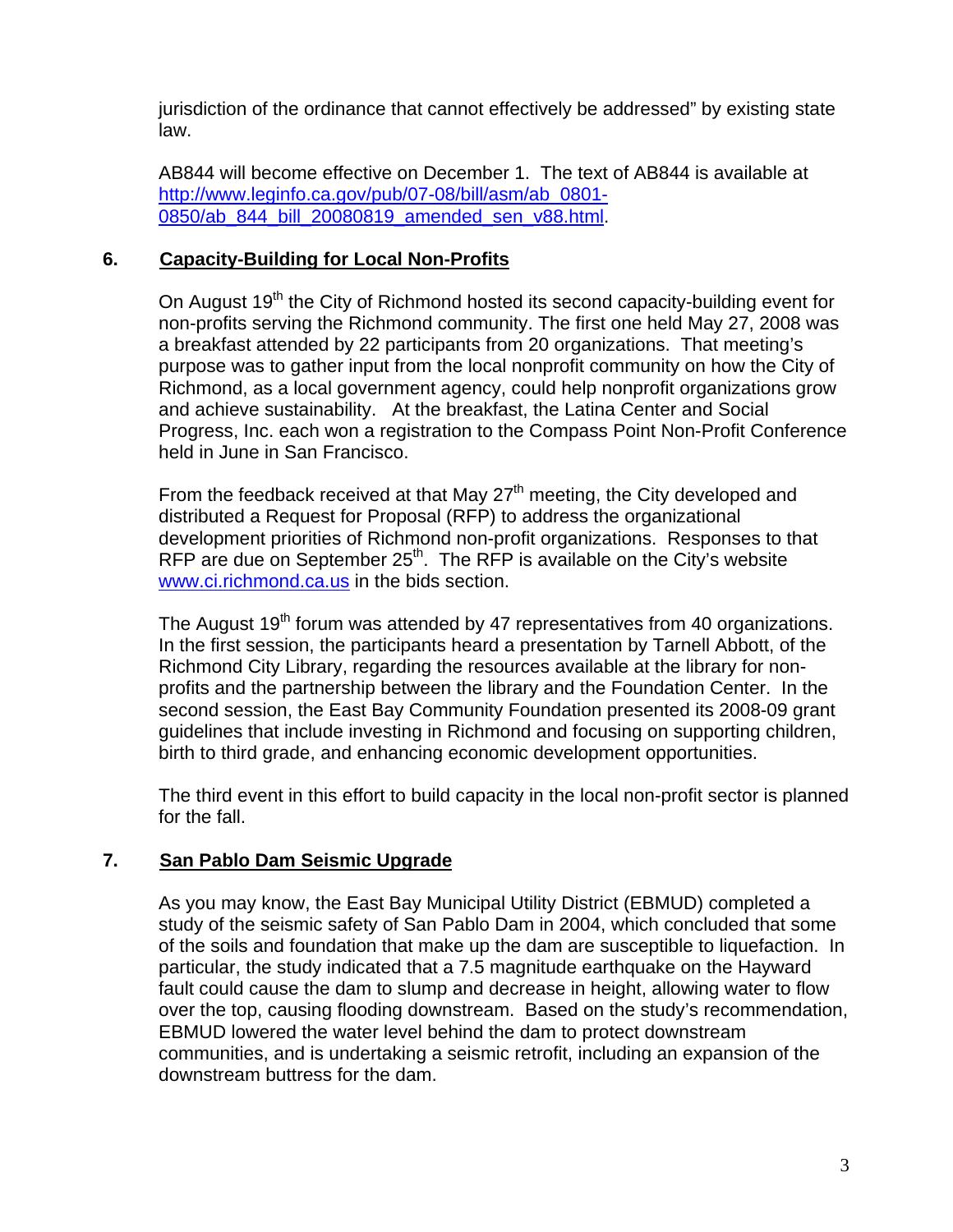jurisdiction of the ordinance that cannot effectively be addressed" by existing state law.

AB844 will become effective on December 1. The text of AB844 is available at [http://www.leginfo.ca.gov/pub/07-08/bill/asm/ab_0801-0850/ab_844_bill_20080819_amended_sen_v88.html](http://www.leginfo.ca.gov/pub/07-08/bill/asm/ab_0801-0850/ab_844_bill_20080819_amended_sen_v88.html).

## 6. Capacity-Building for Local Non-Profits

On August 19th the City of Richmond hosted its second capacity-building event for non-profits serving the Richmond community. The first one held May 27, 2008 was a breakfast attended by 22 participants from 20 organizations. That meeting's purpose was to gather input from the local nonprofit community on how the City of Richmond, as a local government agency, could help nonprofit organizations grow and achieve sustainability. At the breakfast, the Latina Center and Social Progress, Inc. each won a registration to the Compass Point Non-Profit Conference held in June in San Francisco.

From the feedback received at that May 27th meeting, the City developed and distributed a Request for Proposal (RFP) to address the organizational development priorities of Richmond non-profit organizations. Responses to that RFP are due on September 25th. The RFP is available on the City's website [www.ci.richmond.ca.us](http://www.ci.richmond.ca.us) in the bids section.

The August 19th forum was attended by 47 representatives from 40 organizations. In the first session, the participants heard a presentation by Tarnell Abbott, of the Richmond City Library, regarding the resources available at the library for non-profits and the partnership between the library and the Foundation Center. In the second session, the East Bay Community Foundation presented its 2008-09 grant guidelines that include investing in Richmond and focusing on supporting children, birth to third grade, and enhancing economic development opportunities.

The third event in this effort to build capacity in the local non-profit sector is planned for the fall.

## 7. San Pablo Dam Seismic Upgrade

As you may know, the East Bay Municipal Utility District (EBMUD) completed a study of the seismic safety of San Pablo Dam in 2004, which concluded that some of the soils and foundation that make up the dam are susceptible to liquefaction. In particular, the study indicated that a 7.5 magnitude earthquake on the Hayward fault could cause the dam to slump and decrease in height, allowing water to flow over the top, causing flooding downstream. Based on the study's recommendation, EBMUD lowered the water level behind the dam to protect downstream communities, and is undertaking a seismic retrofit, including an expansion of the downstream buttress for the dam.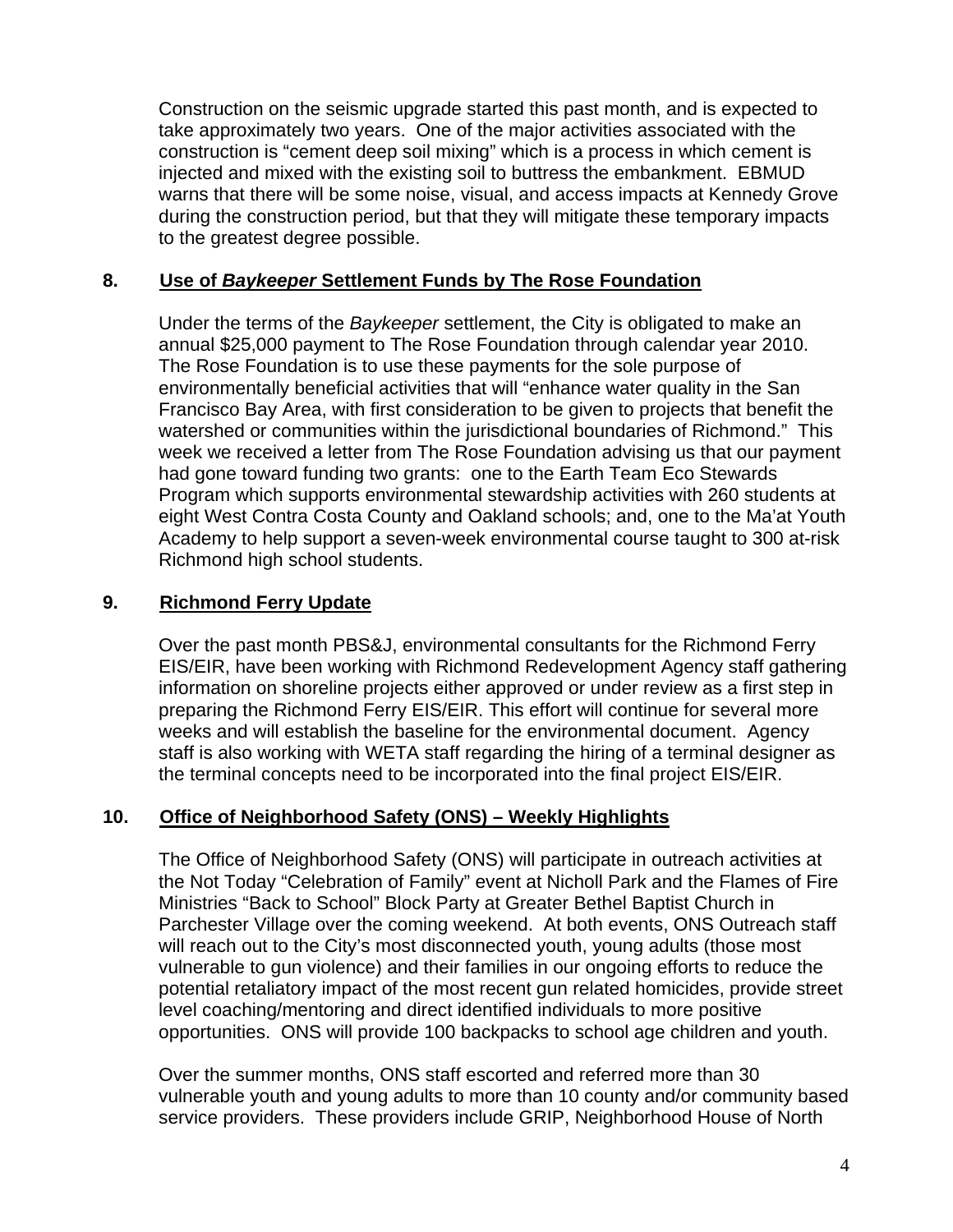Construction on the seismic upgrade started this past month, and is expected to take approximately two years. One of the major activities associated with the construction is "cement deep soil mixing" which is a process in which cement is injected and mixed with the existing soil to buttress the embankment. EBMUD warns that there will be some noise, visual, and access impacts at Kennedy Grove during the construction period, but that they will mitigate these temporary impacts to the greatest degree possible.

## 8. **Use of *Baykeeper* Settlement Funds by The Rose Foundation**

Under the terms of the *Baykeeper* settlement, the City is obligated to make an annual $25,000 payment to The Rose Foundation through calendar year 2010. The Rose Foundation is to use these payments for the sole purpose of environmentally beneficial activities that will "enhance water quality in the San Francisco Bay Area, with first consideration to be given to projects that benefit the watershed or communities within the jurisdictional boundaries of Richmond." This week we received a letter from The Rose Foundation advising us that our payment had gone toward funding two grants: one to the Earth Team Eco Stewards Program which supports environmental stewardship activities with 260 students at eight West Contra Costa County and Oakland schools; and, one to the Ma'at Youth Academy to help support a seven-week environmental course taught to 300 at-risk Richmond high school students.

## 9. **Richmond Ferry Update**

Over the past month PBS&J, environmental consultants for the Richmond Ferry EIS/EIR, have been working with Richmond Redevelopment Agency staff gathering information on shoreline projects either approved or under review as a first step in preparing the Richmond Ferry EIS/EIR. This effort will continue for several more weeks and will establish the baseline for the environmental document. Agency staff is also working with WETA staff regarding the hiring of a terminal designer as the terminal concepts need to be incorporated into the final project EIS/EIR.

## 10. **Office of Neighborhood Safety (ONS) – Weekly Highlights**

The Office of Neighborhood Safety (ONS) will participate in outreach activities at the Not Today "Celebration of Family" event at Nicholl Park and the Flames of Fire Ministries "Back to School" Block Party at Greater Bethel Baptist Church in Parchester Village over the coming weekend. At both events, ONS Outreach staff will reach out to the City's most disconnected youth, young adults (those most vulnerable to gun violence) and their families in our ongoing efforts to reduce the potential retaliatory impact of the most recent gun related homicides, provide street level coaching/mentoring and direct identified individuals to more positive opportunities. ONS will provide 100 backpacks to school age children and youth.

Over the summer months, ONS staff escorted and referred more than 30 vulnerable youth and young adults to more than 10 county and/or community based service providers. These providers include GRIP, Neighborhood House of North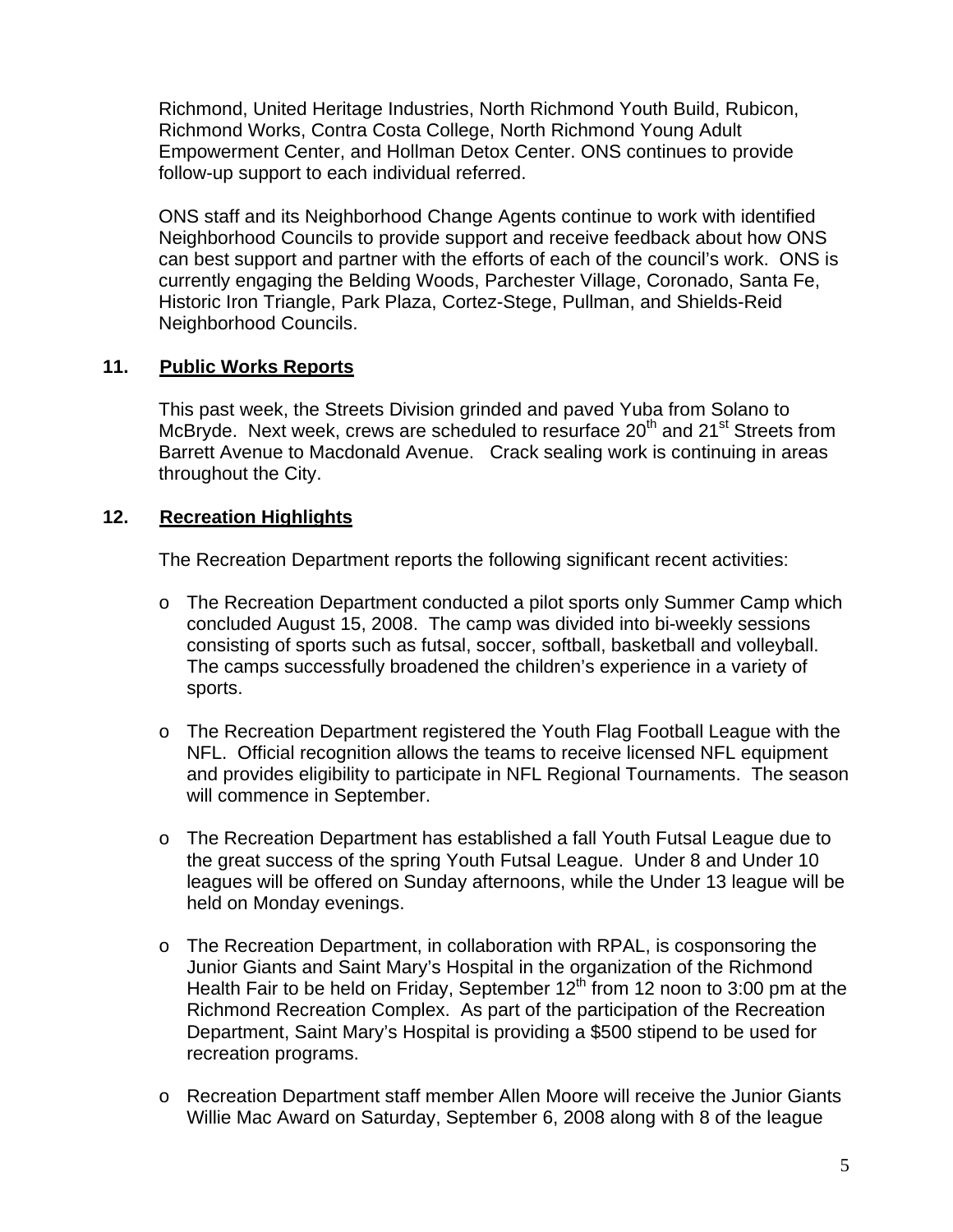Richmond, United Heritage Industries, North Richmond Youth Build, Rubicon, Richmond Works, Contra Costa College, North Richmond Young Adult Empowerment Center, and Hollman Detox Center. ONS continues to provide follow-up support to each individual referred.

ONS staff and its Neighborhood Change Agents continue to work with identified Neighborhood Councils to provide support and receive feedback about how ONS can best support and partner with the efforts of each of the council's work. ONS is currently engaging the Belding Woods, Parchester Village, Coronado, Santa Fe, Historic Iron Triangle, Park Plaza, Cortez-Stege, Pullman, and Shields-Reid Neighborhood Councils.

## 11. Public Works Reports

This past week, the Streets Division grinded and paved Yuba from Solano to McBryde. Next week, crews are scheduled to resurface 20th and 21st Streets from Barrett Avenue to Macdonald Avenue. Crack sealing work is continuing in areas throughout the City.

## 12. Recreation Highlights

The Recreation Department reports the following significant recent activities:

- The Recreation Department conducted a pilot sports only Summer Camp which concluded August 15, 2008. The camp was divided into bi-weekly sessions consisting of sports such as futsal, soccer, softball, basketball and volleyball. The camps successfully broadened the children's experience in a variety of sports.

- The Recreation Department registered the Youth Flag Football League with the NFL. Official recognition allows the teams to receive licensed NFL equipment and provides eligibility to participate in NFL Regional Tournaments. The season will commence in September.

- The Recreation Department has established a fall Youth Futsal League due to the great success of the spring Youth Futsal League. Under 8 and Under 10 leagues will be offered on Sunday afternoons, while the Under 13 league will be held on Monday evenings.

- The Recreation Department, in collaboration with RPAL, is cosponsoring the Junior Giants and Saint Mary's Hospital in the organization of the Richmond Health Fair to be held on Friday, September 12th from 12 noon to 3:00 pm at the Richmond Recreation Complex. As part of the participation of the Recreation Department, Saint Mary's Hospital is providing a $500 stipend to be used for recreation programs.

- Recreation Department staff member Allen Moore will receive the Junior Giants Willie Mac Award on Saturday, September 6, 2008 along with 8 of the league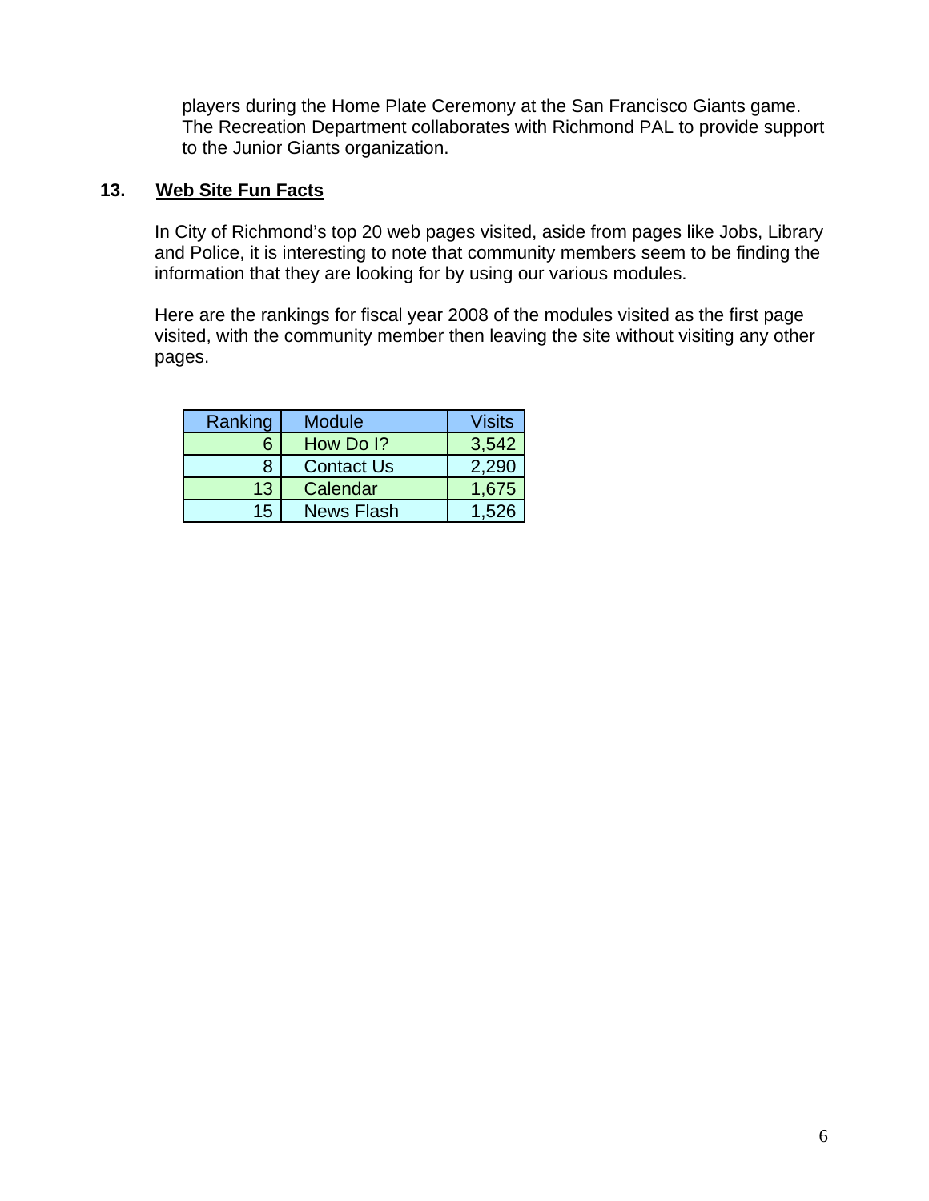players during the Home Plate Ceremony at the San Francisco Giants game. The Recreation Department collaborates with Richmond PAL to provide support to the Junior Giants organization.

## 13. Web Site Fun Facts

In City of Richmond's top 20 web pages visited, aside from pages like Jobs, Library and Police, it is interesting to note that community members seem to be finding the information that they are looking for by using our various modules.

Here are the rankings for fiscal year 2008 of the modules visited as the first page visited, with the community member then leaving the site without visiting any other pages.

| Ranking | Module | Visits |
|---|---|---|
| 6 | How Do I? | 3,542 |
| 8 | Contact Us | 2,290 |
| 13 | Calendar | 1,675 |
| 15 | News Flash | 1,526 |